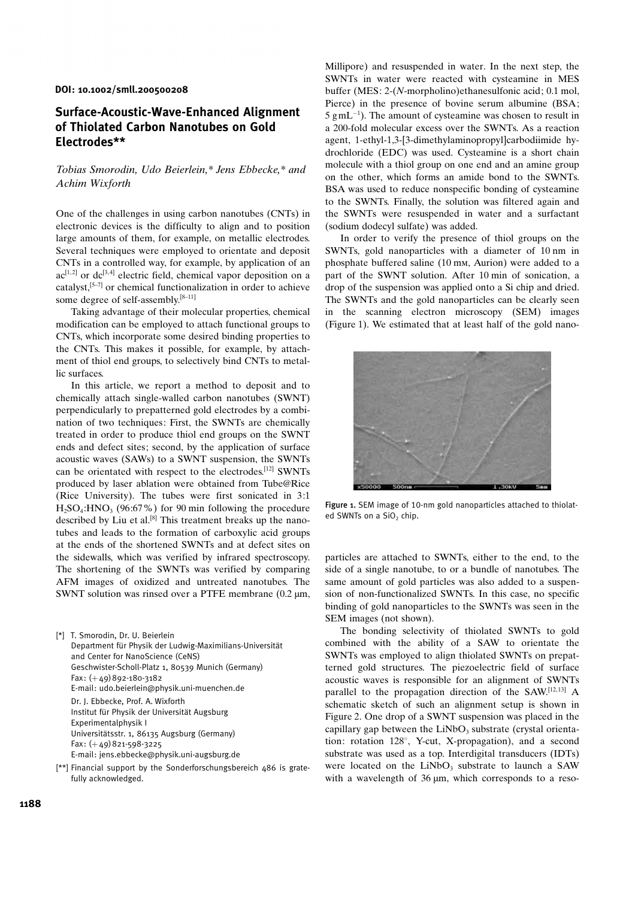DOI: 10.1002/smll.200500208

# Surface-Acoustic-Wave-Enhanced Alignment of Thiolated Carbon Nanotubes on Gold Electrodes**

*Tobias Smorodin, Udo Beierlein,* Jens Ebbecke,* and Achim Wixforth*

One of the challenges in using carbon nanotubes (CNTs) in electronic devices is the difficulty to align and to position large amounts of them, for example, on metallic electrodes. Several techniques were employed to orientate and deposit CNTs in a controlled way, for example, by application of an ac[1,2] or dc[3,4] electric field, chemical vapor deposition on a catalyst,[5–7] or chemical functionalization in order to achieve some degree of self-assembly.[8–11]

Taking advantage of their molecular properties, chemical modification can be employed to attach functional groups to CNTs, which incorporate some desired binding properties to the CNTs. This makes it possible, for example, by attachment of thiol end groups, to selectively bind CNTs to metallic surfaces.

In this article, we report a method to deposit and to chemically attach single-walled carbon nanotubes (SWNT) perpendicularly to prepatterned gold electrodes by a combination of two techniques: First, the SWNTs are chemically treated in order to produce thiol end groups on the SWNT ends and defect sites; second, by the application of surface acoustic waves (SAWs) to a SWNT suspension, the SWNTs can be orientated with respect to the electrodes.[12] SWNTs produced by laser ablation were obtained from Tube@Rice (Rice University). The tubes were first sonicated in 3:1 $H_2SO_4$:$HNO_3$ (96:67%) for 90 min following the procedure described by Liu et al.[8] This treatment breaks up the nanotubes and leads to the formation of carboxylic acid groups at the ends of the shortened SWNTs and at defect sites on the sidewalls, which was verified by infrared spectroscopy. The shortening of the SWNTs was verified by comparing AFM images of oxidized and untreated nanotubes. The SWNT solution was rinsed over a PTFE membrane (0.2 μm, Millipore) and resuspended in water. In the next step, the SWNTs in water were reacted with cysteamine in MES buffer (MES: 2-(*N*-morpholino)ethanesulfonic acid; 0.1 mol, Pierce) in the presence of bovine serum albumine (BSA; 5 g mL$^{-1}$). The amount of cysteamine was chosen to result in a 200-fold molecular excess over the SWNTs. As a reaction agent, 1-ethyl-1,3-[3-dimethylaminopropyl]carbodiimide hydrochloride (EDC) was used. Cysteamine is a short chain molecule with a thiol group on one end and an amine group on the other, which forms an amide bond to the SWNTs. BSA was used to reduce nonspecific bonding of cysteamine to the SWNTs. Finally, the solution was filtered again and the SWNTs were resuspended in water and a surfactant (sodium dodecyl sulfate) was added.

In order to verify the presence of thiol groups on the SWNTs, gold nanoparticles with a diameter of 10 nm in phosphate buffered saline (10 mM, Aurion) were added to a part of the SWNT solution. After 10 min of sonication, a drop of the suspension was applied onto a Si chip and dried. The SWNTs and the gold nanoparticles can be clearly seen in the scanning electron microscopy (SEM) images (Figure 1). We estimated that at least half of the gold nanoparticles are attached to SWNTs, either to the end, to the side of a single nanotube, to or a bundle of nanotubes. The same amount of gold particles was also added to a suspension of non-functionalized SWNTs. In this case, no specific binding of gold nanoparticles to the SWNTs was seen in the SEM images (not shown).

Figure 1. SEM image of 10-nm gold nanoparticles attached to thiolated SWNTs on a $SiO_2$ chip.

The bonding selectivity of thiolated SWNTs to gold combined with the ability of a SAW to orientate the SWNTs was employed to align thiolated SWNTs on prepatterned gold structures. The piezoelectric field of surface acoustic waves is responsible for an alignment of SWNTs parallel to the propagation direction of the SAW.[12,13] A schematic sketch of such an alignment setup is shown in Figure 2. One drop of a SWNT suspension was placed in the capillary gap between the $LiNbO_3$ substrate (crystal orientation: rotation 128°, Y-cut, X-propagation), and a second substrate was used as a top. Interdigital transducers (IDTs) were located on the $LiNbO_3$ substrate to launch a SAW with a wavelength of 36 μm, which corresponds to a reso-

[*] T. Smorodin, Dr. U. Beierlein
Department für Physik der Ludwig-Maximilians-Universität and Center for NanoScience (CeNS)
Geschwister-Scholl-Platz 1, 80539 Munich (Germany)
Fax: (+49) 892-180-3182
E-mail: udo.beierlein@physik.uni-muenchen.de

Dr. J. Ebbecke, Prof. A. Wixforth
Institut für Physik der Universität Augsburg
Experimentalphysik I
Universitätsstr. 1, 86135 Augsburg (Germany)
Fax: (+49) 821-598-3225
E-mail: jens.ebbecke@physik.uni-augsburg.de

[**] Financial support by the Sonderforschungsbereich 486 is gratefully acknowledged.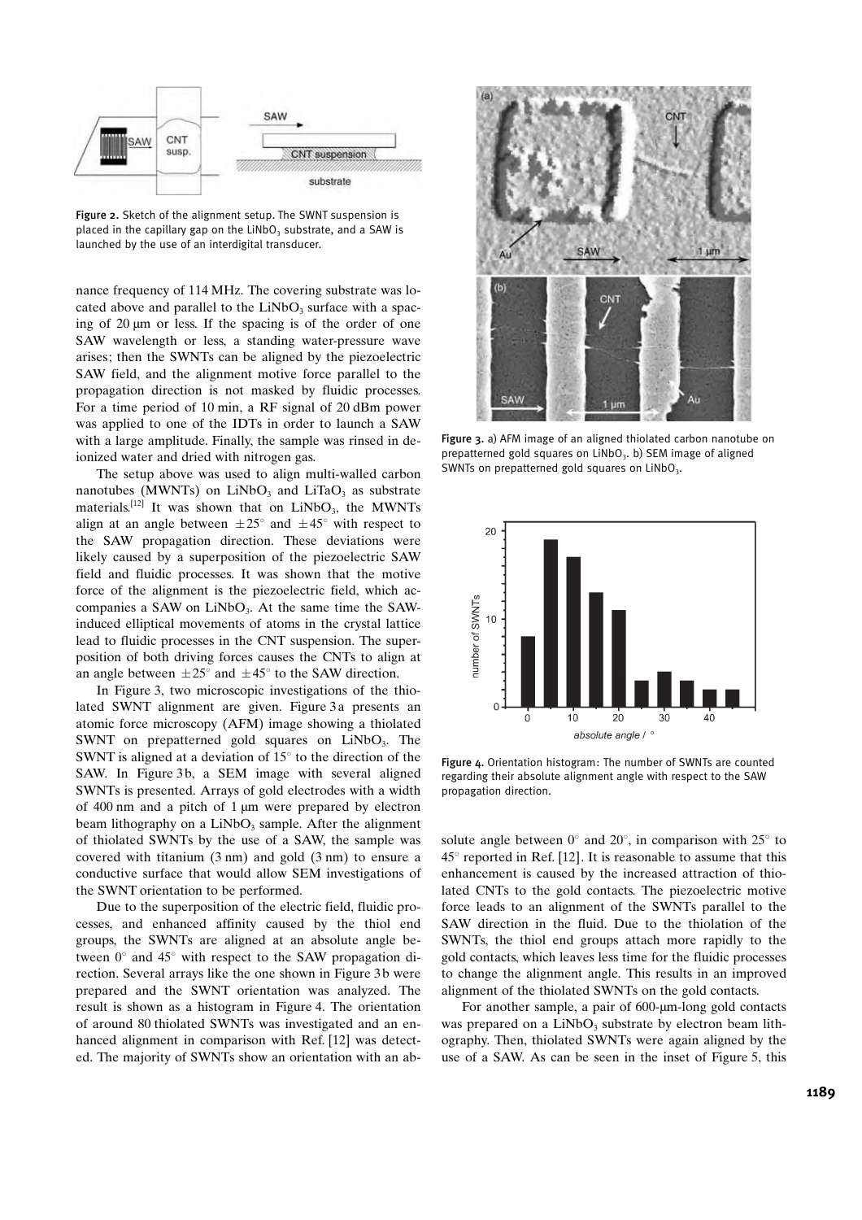Figure 2. Sketch of the alignment setup. The SWNT suspension is placed in the capillary gap on the $LiNbO_3$ substrate, and a SAW is launched by the use of an interdigital transducer.

nance frequency of 114 MHz. The covering substrate was located above and parallel to the $LiNbO_3$ surface with a spacing of 20 μm or less. If the spacing is of the order of one SAW wavelength or less, a standing water-pressure wave arises; then the SWNTs can be aligned by the piezoelectric SAW field, and the alignment motive force parallel to the propagation direction is not masked by fluidic processes. For a time period of 10 min, a RF signal of 20 dBm power was applied to one of the IDTs in order to launch a SAW with a large amplitude. Finally, the sample was rinsed in deionized water and dried with nitrogen gas.

The setup above was used to align multi-walled carbon nanotubes (MWNTs) on $LiNbO_3$ and $LiTaO_3$ as substrate materials.[12] It was shown that on $LiNbO_3$, the MWNTs align at an angle between $\pm 25^\circ$ and $\pm 45^\circ$ with respect to the SAW propagation direction. These deviations were likely caused by a superposition of the piezoelectric SAW field and fluidic processes. It was shown that the motive force of the alignment is the piezoelectric field, which accompanies a SAW on $LiNbO_3$. At the same time the SAW-induced elliptical movements of atoms in the crystal lattice lead to fluidic processes in the CNT suspension. The superposition of both driving forces causes the CNTs to align at an angle between $\pm 25^\circ$ and $\pm 45^\circ$ to the SAW direction.

In Figure 3, two microscopic investigations of the thiolated SWNT alignment are given. Figure 3a presents an atomic force microscopy (AFM) image showing a thiolated SWNT on prepatterned gold squares on $LiNbO_3$. The SWNT is aligned at a deviation of $15^\circ$ to the direction of the SAW. In Figure 3b, a SEM image with several aligned SWNTs is presented. Arrays of gold electrodes with a width of 400 nm and a pitch of 1 μm were prepared by electron beam lithography on a $LiNbO_3$ sample. After the alignment of thiolated SWNTs by the use of a SAW, the sample was covered with titanium (3 nm) and gold (3 nm) to ensure a conductive surface that would allow SEM investigations of the SWNT orientation to be performed.

Due to the superposition of the electric field, fluidic processes, and enhanced affinity caused by the thiol end groups, the SWNTs are aligned at an absolute angle between $0^\circ$ and $45^\circ$ with respect to the SAW propagation direction. Several arrays like the one shown in Figure 3b were prepared and the SWNT orientation was analyzed. The result is shown as a histogram in Figure 4. The orientation of around 80 thiolated SWNTs was investigated and an enhanced alignment in comparison with Ref. [12] was detected. The majority of SWNTs show an orientation with an absolute angle between $0^\circ$ and $20^\circ$, in comparison with $25^\circ$ to $45^\circ$ reported in Ref. [12]. It is reasonable to assume that this enhancement is caused by the increased attraction of thiolated CNTs to the gold contacts. The piezoelectric motive force leads to an alignment of the SWNTs parallel to the SAW direction in the fluid. Due to the thiolation of the SWNTs, the thiol end groups attach more rapidly to the gold contacts, which leaves less time for the fluidic processes to change the alignment angle. This results in an improved alignment of the thiolated SWNTs on the gold contacts.

For another sample, a pair of 600-μm-long gold contacts was prepared on a $LiNbO_3$ substrate by electron beam lithography. Then, thiolated SWNTs were again aligned by the use of a SAW. As can be seen in the inset of Figure 5, this

Figure 3. a) AFM image of an aligned thiolated carbon nanotube on prepatterned gold squares on $LiNbO_3$. b) SEM image of aligned SWNTs on prepatterned gold squares on $LiNbO_3$.

Figure 4. Orientation histogram: The number of SWNTs are counted regarding their absolute alignment angle with respect to the SAW propagation direction.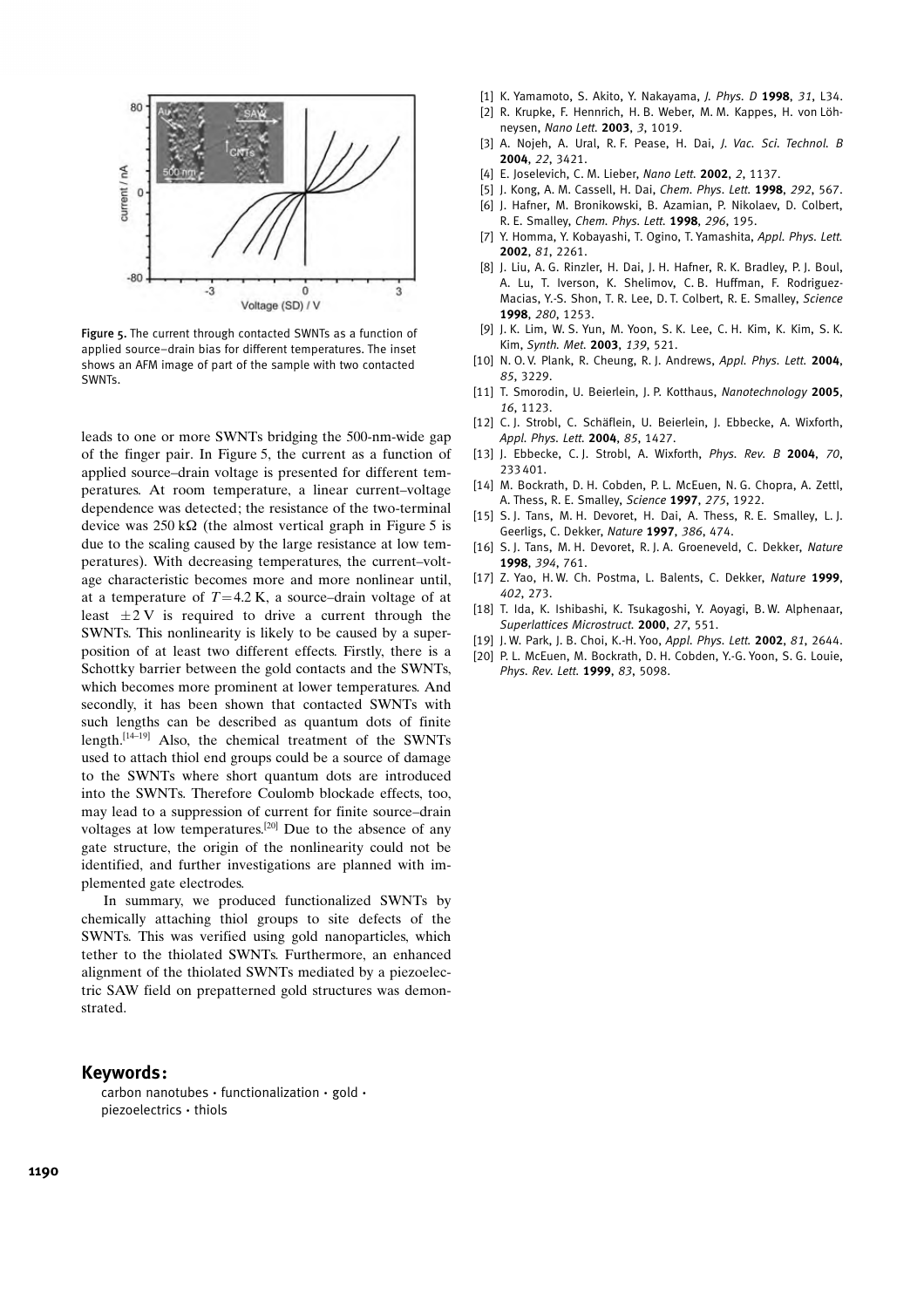80

current / nA

0

-80

-3

0

3

Voltage (SD) / V

Au

SAW

CNTs

500 nm

Figure 5. The current through contacted SWNTs as a function of applied source–drain bias for different temperatures. The inset shows an AFM image of part of the sample with two contacted SWNTs.

leads to one or more SWNTs bridging the 500-nm-wide gap of the finger pair. In Figure 5, the current as a function of applied source–drain voltage is presented for different temperatures. At room temperature, a linear current–voltage dependence was detected; the resistance of the two-terminal device was 250 kΩ (the almost vertical graph in Figure 5 is due to the scaling caused by the large resistance at low temperatures). With decreasing temperatures, the current–voltage characteristic becomes more and more nonlinear until, at a temperature of $T=4.2$ K, a source–drain voltage of at least $\pm 2$ V is required to drive a current through the SWNTs. This nonlinearity is likely to be caused by a superposition of at least two different effects. Firstly, there is a Schottky barrier between the gold contacts and the SWNTs, which becomes more prominent at lower temperatures. And secondly, it has been shown that contacted SWNTs with such lengths can be described as quantum dots of finite length.[14–19] Also, the chemical treatment of the SWNTs used to attach thiol end groups could be a source of damage to the SWNTs where short quantum dots are introduced into the SWNTs. Therefore Coulomb blockade effects, too, may lead to a suppression of current for finite source–drain voltages at low temperatures.[20] Due to the absence of any gate structure, the origin of the nonlinearity could not be identified, and further investigations are planned with implemented gate electrodes.

In summary, we produced functionalized SWNTs by chemically attaching thiol groups to site defects of the SWNTs. This was verified using gold nanoparticles, which tether to the thiolated SWNTs. Furthermore, an enhanced alignment of the thiolated SWNTs mediated by a piezoelectric SAW field on prepatterned gold structures was demonstrated.

## Keywords:

carbon nanotubes · functionalization · gold · piezoelectrics · thiols

[1] K. Yamamoto, S. Akito, Y. Nakayama, *J. Phys. D* **1998**, *31*, L34.
[2] R. Krupke, F. Hennrich, H. B. Weber, M. M. Kappes, H. von Löhneysen, *Nano Lett.* **2003**, *3*, 1019.
[3] A. Nojeh, A. Ural, R. F. Pease, H. Dai, *J. Vac. Sci. Technol. B* **2004**, *22*, 3421.
[4] E. Joselevich, C. M. Lieber, *Nano Lett.* **2002**, *2*, 1137.
[5] J. Kong, A. M. Cassell, H. Dai, *Chem. Phys. Lett.* **1998**, *292*, 567.
[6] J. Hafner, M. Bronikowski, B. Azamian, P. Nikolaev, D. Colbert, R. E. Smalley, *Chem. Phys. Lett.* **1998**, *296*, 195.
[7] Y. Homma, Y. Kobayashi, T. Ogino, T. Yamashita, *Appl. Phys. Lett.* **2002**, *81*, 2261.
[8] J. Liu, A. G. Rinzler, H. Dai, J. H. Hafner, R. K. Bradley, P. J. Boul, A. Lu, T. Iverson, K. Shelimov, C. B. Huffman, F. Rodriguez-Macias, Y.-S. Shon, T. R. Lee, D. T. Colbert, R. E. Smalley, *Science* **1998**, *280*, 1253.
[9] J. K. Lim, W. S. Yun, M. Yoon, S. K. Lee, C. H. Kim, K. Kim, S. K. Kim, *Synth. Met.* **2003**, *139*, 521.
[10] N. O. V. Plank, R. Cheung, R. J. Andrews, *Appl. Phys. Lett.* **2004**, *85*, 3229.
[11] T. Smorodin, U. Beierlein, J. P. Kotthaus, *Nanotechnology* **2005**, *16*, 1123.
[12] C. J. Strobl, C. Schäflein, U. Beierlein, J. Ebbecke, A. Wixforth, *Appl. Phys. Lett.* **2004**, *85*, 1427.
[13] J. Ebbecke, C. J. Strobl, A. Wixforth, *Phys. Rev. B* **2004**, *70*, 233401.
[14] M. Bockrath, D. H. Cobden, P. L. McEuen, N. G. Chopra, A. Zettl, A. Thess, R. E. Smalley, *Science* **1997**, *275*, 1922.
[15] S. J. Tans, M. H. Devoret, H. Dai, A. Thess, R. E. Smalley, L. J. Geerligs, C. Dekker, *Nature* **1997**, *386*, 474.
[16] S. J. Tans, M. H. Devoret, R. J. A. Groeneveld, C. Dekker, *Nature* **1998**, *394*, 761.
[17] Z. Yao, H. W. Ch. Postma, L. Balents, C. Dekker, *Nature* **1999**, *402*, 273.
[18] T. Ida, K. Ishibashi, K. Tsukagoshi, Y. Aoyagi, B. W. Alphenaar, *Superlattices Microstruct.* **2000**, *27*, 551.
[19] J. W. Park, J. B. Choi, K.-H. Yoo, *Appl. Phys. Lett.* **2002**, *81*, 2644.
[20] P. L. McEuen, M. Bockrath, D. H. Cobden, Y.-G. Yoon, S. G. Louie, *Phys. Rev. Lett.* **1999**, *83*, 5098.